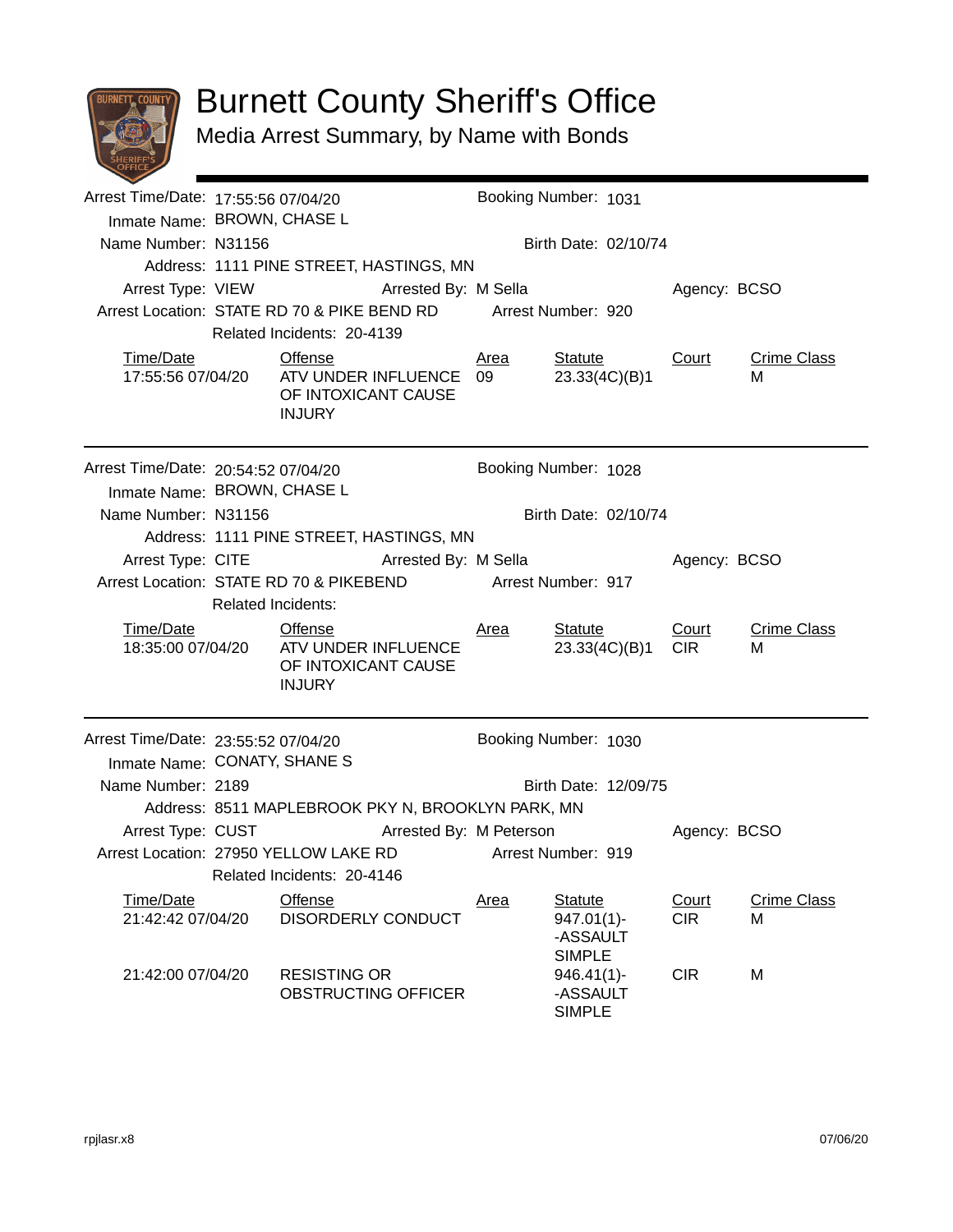# Burnett County Sheriff's Office

## Media Arrest Summary, by Name with Bonds

---

Arrest Time/Date: 17:55:56 07/04/20  Booking Number: 1031
Inmate Name: BROWN, CHASE L
Name Number: N31156  Birth Date: 02/10/74
Address: 1111 PINE STREET, HASTINGS, MN
Arrest Type: VIEW  Arrested By: M Sella  Agency: BCSO
Arrest Location: STATE RD 70 & PIKE BEND RD  Arrest Number: 920
Related Incidents: 20-4139

| Time/Date | Offense | Area | Statute | Court | Crime Class |
|---|---|---|---|---|---|
| 17:55:56 07/04/20 | ATV UNDER INFLUENCE OF INTOXICANT CAUSE INJURY | 09 | 23.33(4C)(B)1 | | M |

---

Arrest Time/Date: 20:54:52 07/04/20  Booking Number: 1028
Inmate Name: BROWN, CHASE L
Name Number: N31156  Birth Date: 02/10/74
Address: 1111 PINE STREET, HASTINGS, MN
Arrest Type: CITE  Arrested By: M Sella  Agency: BCSO
Arrest Location: STATE RD 70 & PIKEBEND  Arrest Number: 917
Related Incidents:

| Time/Date | Offense | Area | Statute | Court | Crime Class |
|---|---|---|---|---|---|
| 18:35:00 07/04/20 | ATV UNDER INFLUENCE OF INTOXICANT CAUSE INJURY | | 23.33(4C)(B)1 | CIR | M |

---

Arrest Time/Date: 23:55:52 07/04/20  Booking Number: 1030
Inmate Name: CONATY, SHANE S
Name Number: 2189  Birth Date: 12/09/75
Address: 8511 MAPLEBROOK PKY N, BROOKLYN PARK, MN
Arrest Type: CUST  Arrested By: M Peterson  Agency: BCSO
Arrest Location: 27950 YELLOW LAKE RD  Arrest Number: 919
Related Incidents: 20-4146

| Time/Date | Offense | Area | Statute | Court | Crime Class |
|---|---|---|---|---|---|
| 21:42:42 07/04/20 | DISORDERLY CONDUCT | | 947.01(1)--ASSAULT SIMPLE | CIR | M |
| 21:42:00 07/04/20 | RESISTING OR OBSTRUCTING OFFICER | | 946.41(1)--ASSAULT SIMPLE | CIR | M |

rpjlasr.x8  07/06/20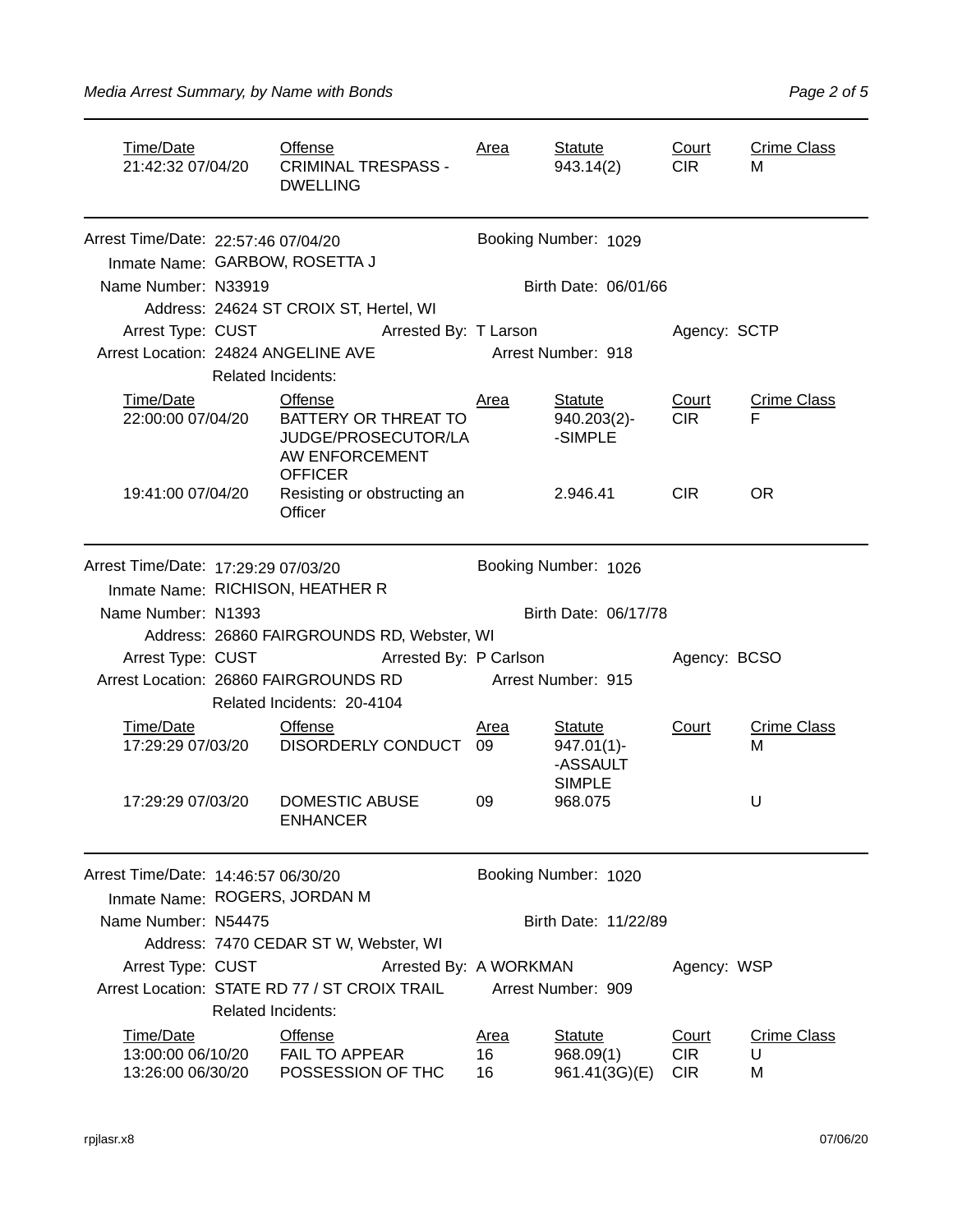| Time/Date | Offense | Area | Statute | Court | Crime Class |
|---|---|---|---|---|---|
| 21:42:32 07/04/20 | CRIMINAL TRESPASS - DWELLING | | 943.14(2) | CIR | M |

---

Arrest Time/Date: 22:57:46 07/04/20 Booking Number: 1029

Inmate Name: GARBOW, ROSETTA J

Name Number: N33919 Birth Date: 06/01/66

Address: 24624 ST CROIX ST, Hertel, WI

Arrest Type: CUST Arrested By: T Larson Agency: SCTP

Arrest Location: 24824 ANGELINE AVE Arrest Number: 918

Related Incidents:

| Time/Date | Offense | Area | Statute | Court | Crime Class |
|---|---|---|---|---|---|
| 22:00:00 07/04/20 | BATTERY OR THREAT TO JUDGE/PROSECUTOR/LAW ENFORCEMENT OFFICER | | 940.203(2)--SIMPLE | CIR | F |
| 19:41:00 07/04/20 | Resisting or obstructing an Officer | | 2.946.41 | CIR | OR |

---

Arrest Time/Date: 17:29:29 07/03/20 Booking Number: 1026

Inmate Name: RICHISON, HEATHER R

Name Number: N1393 Birth Date: 06/17/78

Address: 26860 FAIRGROUNDS RD, Webster, WI

Arrest Type: CUST Arrested By: P Carlson Agency: BCSO

Arrest Location: 26860 FAIRGROUNDS RD Arrest Number: 915

Related Incidents: 20-4104

| Time/Date | Offense | Area | Statute | Court | Crime Class |
|---|---|---|---|---|---|
| 17:29:29 07/03/20 | DISORDERLY CONDUCT | 09 | 947.01(1)--ASSAULT SIMPLE | | M |
| 17:29:29 07/03/20 | DOMESTIC ABUSE ENHANCER | 09 | 968.075 | | U |

---

Arrest Time/Date: 14:46:57 06/30/20 Booking Number: 1020

Inmate Name: ROGERS, JORDAN M

Name Number: N54475 Birth Date: 11/22/89

Address: 7470 CEDAR ST W, Webster, WI

Arrest Type: CUST Arrested By: A WORKMAN Agency: WSP

Arrest Location: STATE RD 77 / ST CROIX TRAIL Arrest Number: 909

Related Incidents:

| Time/Date | Offense | Area | Statute | Court | Crime Class |
|---|---|---|---|---|---|
| 13:00:00 06/10/20 | FAIL TO APPEAR | 16 | 968.09(1) | CIR | U |
| 13:26:00 06/30/20 | POSSESSION OF THC | 16 | 961.41(3G)(E) | CIR | M |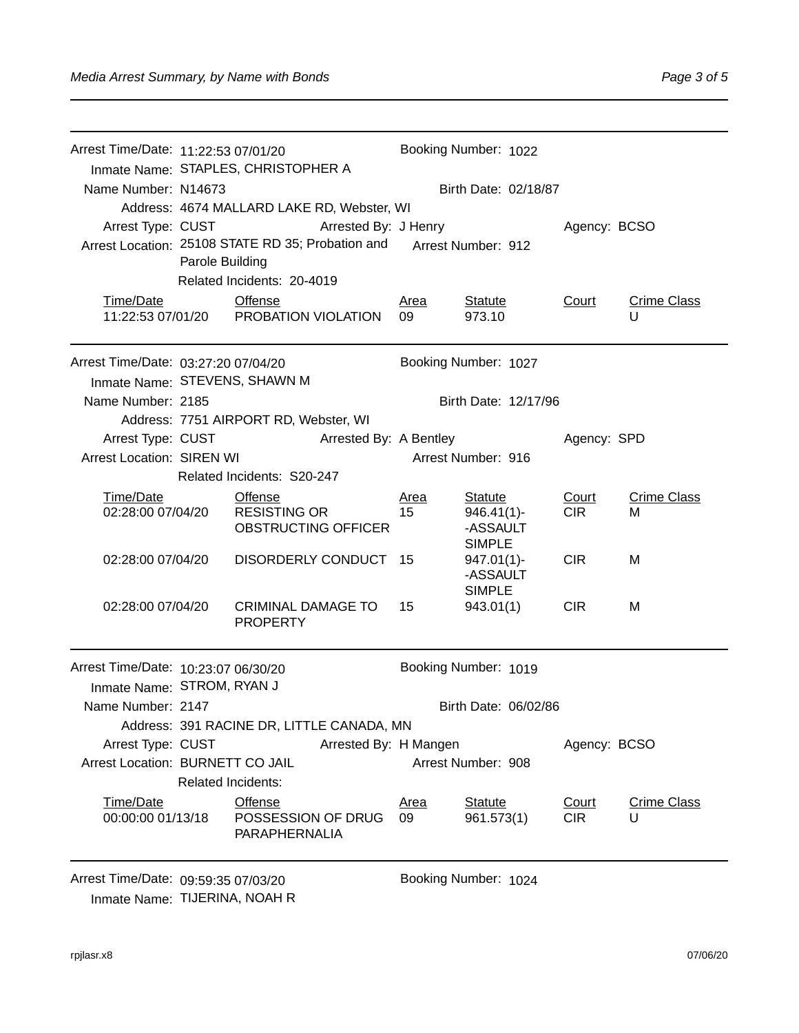Arrest Time/Date: 11:22:53 07/01/20 Booking Number: 1022
Inmate Name: STAPLES, CHRISTOPHER A
Name Number: N14673 Birth Date: 02/18/87
Address: 4674 MALLARD LAKE RD, Webster, WI
Arrest Type: CUST Arrested By: J Henry Agency: BCSO
Arrest Location: 25108 STATE RD 35; Probation and Parole Building Arrest Number: 912
Related Incidents: 20-4019

| Time/Date | Offense | Area | Statute | Court | Crime Class |
|---|---|---|---|---|---|
| 11:22:53 07/01/20 | PROBATION VIOLATION | 09 | 973.10 | | U |

---

Arrest Time/Date: 03:27:20 07/04/20 Booking Number: 1027
Inmate Name: STEVENS, SHAWN M
Name Number: 2185 Birth Date: 12/17/96
Address: 7751 AIRPORT RD, Webster, WI
Arrest Type: CUST Arrested By: A Bentley Agency: SPD
Arrest Location: SIREN WI Arrest Number: 916
Related Incidents: S20-247

| Time/Date | Offense | Area | Statute | Court | Crime Class |
|---|---|---|---|---|---|
| 02:28:00 07/04/20 | RESISTING OR OBSTRUCTING OFFICER | 15 | 946.41(1)--ASSAULT SIMPLE | CIR | M |
| 02:28:00 07/04/20 | DISORDERLY CONDUCT | 15 | 947.01(1)--ASSAULT SIMPLE | CIR | M |
| 02:28:00 07/04/20 | CRIMINAL DAMAGE TO PROPERTY | 15 | 943.01(1) | CIR | M |

---

Arrest Time/Date: 10:23:07 06/30/20 Booking Number: 1019
Inmate Name: STROM, RYAN J
Name Number: 2147 Birth Date: 06/02/86
Address: 391 RACINE DR, LITTLE CANADA, MN
Arrest Type: CUST Arrested By: H Mangen Agency: BCSO
Arrest Location: BURNETT CO JAIL Arrest Number: 908
Related Incidents:

| Time/Date | Offense | Area | Statute | Court | Crime Class |
|---|---|---|---|---|---|
| 00:00:00 01/13/18 | POSSESSION OF DRUG PARAPHERNALIA | 09 | 961.573(1) | CIR | U |

---

Arrest Time/Date: 09:59:35 07/03/20 Booking Number: 1024
Inmate Name: TIJERINA, NOAH R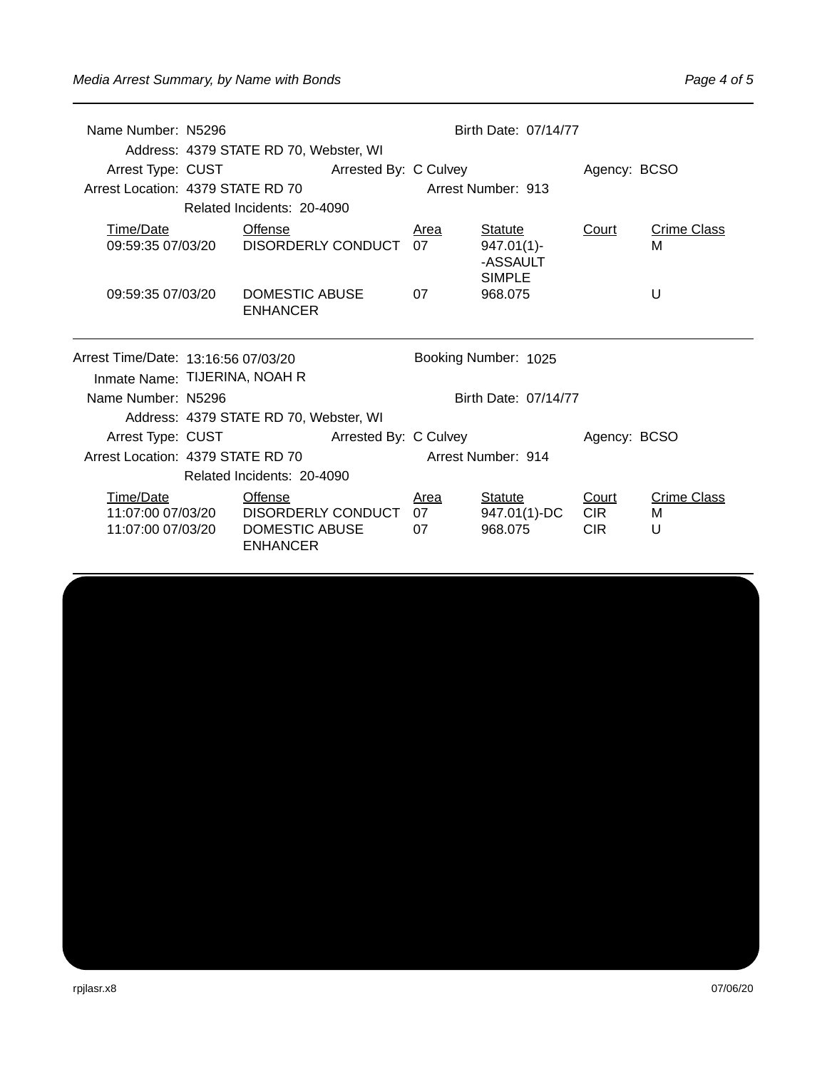Name Number: N5296 Birth Date: 07/14/77
Address: 4379 STATE RD 70, Webster, WI
Arrest Type: CUST Arrested By: C Culvey Agency: BCSO
Arrest Location: 4379 STATE RD 70 Arrest Number: 913
Related Incidents: 20-4090

| Time/Date | Offense | Area | Statute | Court | Crime Class |
|---|---|---|---|---|---|
| 09:59:35 07/03/20 | DISORDERLY CONDUCT | 07 | 947.01(1)--ASSAULT SIMPLE | | M |
| 09:59:35 07/03/20 | DOMESTIC ABUSE ENHANCER | 07 | 968.075 | | U |

---

Arrest Time/Date: 13:16:56 07/03/20 Booking Number: 1025
Inmate Name: TIJERINA, NOAH R
Name Number: N5296 Birth Date: 07/14/77
Address: 4379 STATE RD 70, Webster, WI
Arrest Type: CUST Arrested By: C Culvey Agency: BCSO
Arrest Location: 4379 STATE RD 70 Arrest Number: 914
Related Incidents: 20-4090

| Time/Date | Offense | Area | Statute | Court | Crime Class |
|---|---|---|---|---|---|
| 11:07:00 07/03/20 | DISORDERLY CONDUCT | 07 | 947.01(1)-DC | CIR | M |
| 11:07:00 07/03/20 | DOMESTIC ABUSE ENHANCER | 07 | 968.075 | CIR | U |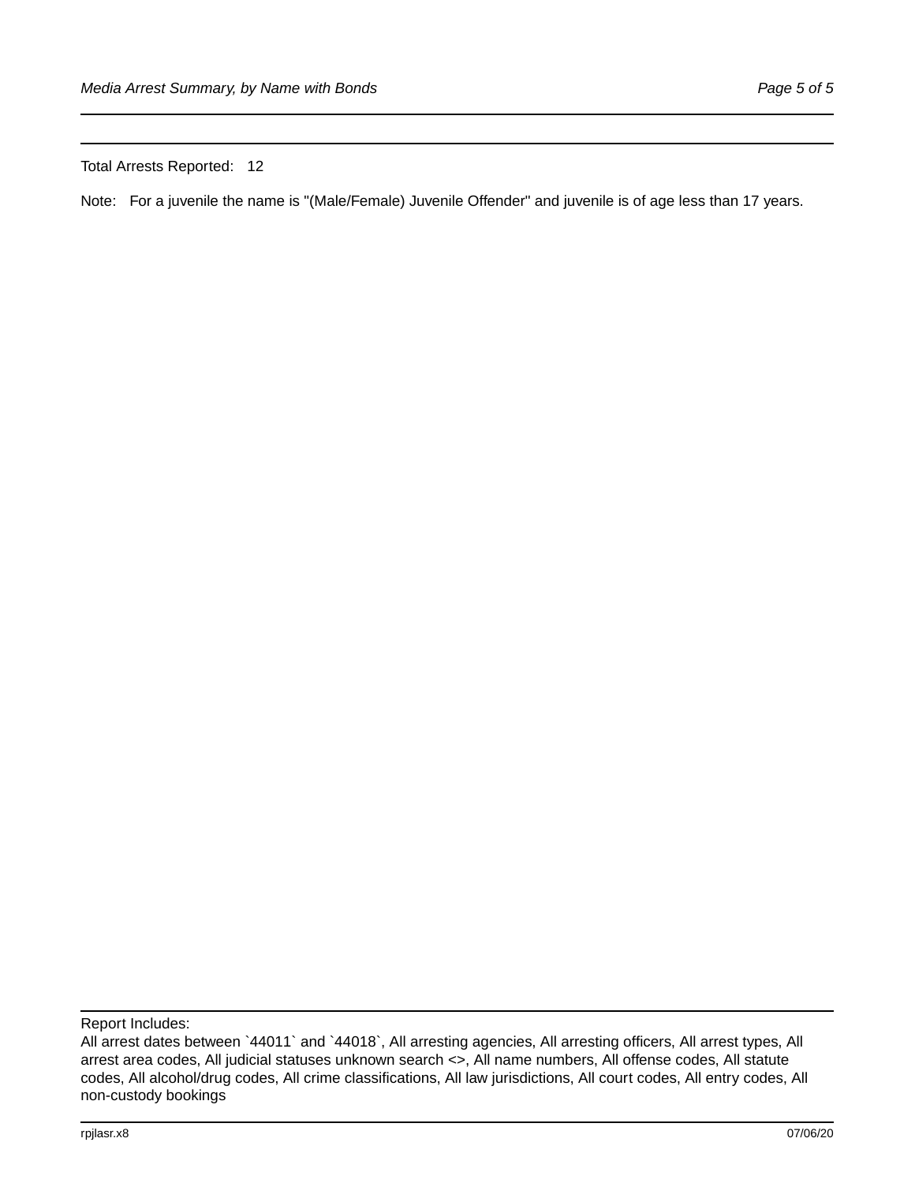Total Arrests Reported: 12

Note: For a juvenile the name is "(Male/Female) Juvenile Offender" and juvenile is of age less than 17 years.

Report Includes:

All arrest dates between `44011` and `44018`, All arresting agencies, All arresting officers, All arrest types, All arrest area codes, All judicial statuses unknown search <>, All name numbers, All offense codes, All statute codes, All alcohol/drug codes, All crime classifications, All law jurisdictions, All court codes, All entry codes, All non-custody bookings